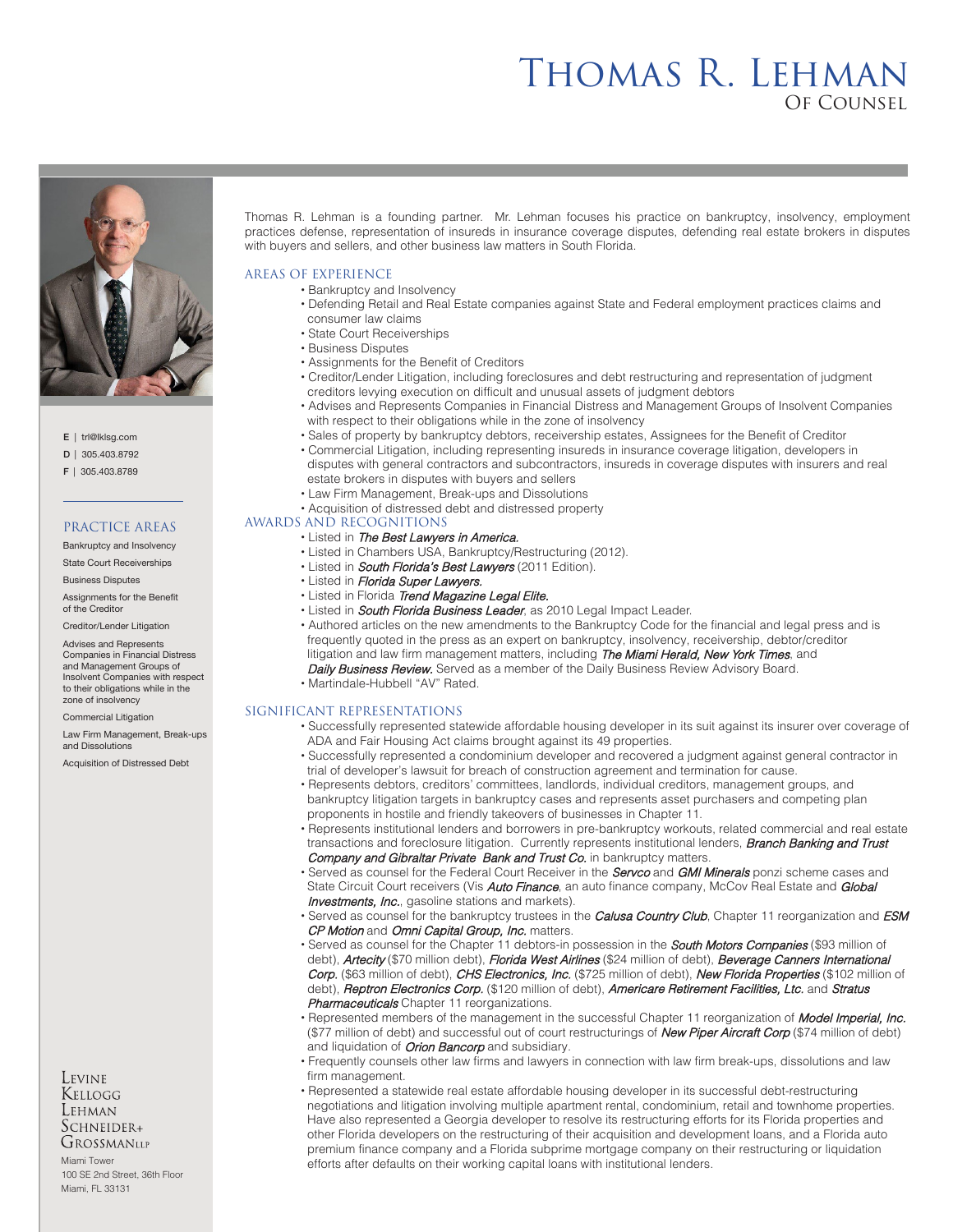# Thomas R. Lehman
## Of Counsel

E | trl@lklsg.com
D | 305.403.8792
F | 305.403.8789

### PRACTICE AREAS

Bankruptcy and Insolvency

State Court Receiverships

Business Disputes

Assignments for the Benefit of the Creditor

Creditor/Lender Litigation

Advises and Represents Companies in Financial Distress and Management Groups of Insolvent Companies with respect to their obligations while in the zone of insolvency

Commercial Litigation

Law Firm Management, Break-ups and Dissolutions

Acquisition of Distressed Debt

Levine Kellogg Lehman Schneider+ Grossman LLP
Miami Tower
100 SE 2nd Street, 36th Floor
Miami, FL 33131

Thomas R. Lehman is a founding partner. Mr. Lehman focuses his practice on bankruptcy, insolvency, employment practices defense, representation of insureds in insurance coverage disputes, defending real estate brokers in disputes with buyers and sellers, and other business law matters in South Florida.

### AREAS OF EXPERIENCE

- Bankruptcy and Insolvency
- Defending Retail and Real Estate companies against State and Federal employment practices claims and consumer law claims
- State Court Receiverships
- Business Disputes
- Assignments for the Benefit of Creditors
- Creditor/Lender Litigation, including foreclosures and debt restructuring and representation of judgment creditors levying execution on difficult and unusual assets of judgment debtors
- Advises and Represents Companies in Financial Distress and Management Groups of Insolvent Companies with respect to their obligations while in the zone of insolvency
- Sales of property by bankruptcy debtors, receivership estates, Assignees for the Benefit of Creditor
- Commercial Litigation, including representing insureds in insurance coverage litigation, developers in disputes with general contractors and subcontractors, insureds in coverage disputes with insurers and real estate brokers in disputes with buyers and sellers
- Law Firm Management, Break-ups and Dissolutions
- Acquisition of distressed debt and distressed property

### AWARDS AND RECOGNITIONS

- Listed in *The Best Lawyers in America.*
- Listed in Chambers USA, Bankruptcy/Restructuring (2012).
- Listed in *South Florida's Best Lawyers* (2011 Edition).
- Listed in *Florida Super Lawyers.*
- Listed in Florida *Trend Magazine Legal Elite.*
- Listed in *South Florida Business Leader*, as 2010 Legal Impact Leader.
- Authored articles on the new amendments to the Bankruptcy Code for the financial and legal press and is frequently quoted in the press as an expert on bankruptcy, insolvency, receivership, debtor/creditor litigation and law firm management matters, including *The Miami Herald, New York Times*, and *Daily Business Review.* Served as a member of the Daily Business Review Advisory Board.
- Martindale-Hubbell "AV" Rated.

### SIGNIFICANT REPRESENTATIONS

- Successfully represented statewide affordable housing developer in its suit against its insurer over coverage of ADA and Fair Housing Act claims brought against its 49 properties.
- Successfully represented a condominium developer and recovered a judgment against general contractor in trial of developer's lawsuit for breach of construction agreement and termination for cause.
- Represents debtors, creditors' committees, landlords, individual creditors, management groups, and bankruptcy litigation targets in bankruptcy cases and represents asset purchasers and competing plan proponents in hostile and friendly takeovers of businesses in Chapter 11.
- Represents institutional lenders and borrowers in pre-bankruptcy workouts, related commercial and real estate transactions and foreclosure litigation. Currently represents institutional lenders, *Branch Banking and Trust Company and Gibraltar Private Bank and Trust Co.* in bankruptcy matters.
- Served as counsel for the Federal Court Receiver in the *Servco* and *GMI Minerals* ponzi scheme cases and State Circuit Court receivers (Vis *Auto Finance*, an auto finance company, McCov Real Estate and *Global Investments, Inc.*, gasoline stations and markets).
- Served as counsel for the bankruptcy trustees in the *Calusa Country Club*, Chapter 11 reorganization and *ESM CP Motion* and *Omni Capital Group, Inc.* matters.
- Served as counsel for the Chapter 11 debtors-in possession in the *South Motors Companies* ($93 million of debt), *Artecity* ($70 million debt), *Florida West Airlines* ($24 million of debt), *Beverage Canners International Corp.* ($63 million of debt), *CHS Electronics, Inc.* ($725 million of debt), *New Florida Properties* ($102 million of debt), *Reptron Electronics Corp.* ($120 million of debt), *Americare Retirement Facilities, Ltc.* and *Stratus Pharmaceuticals* Chapter 11 reorganizations.
- Represented members of the management in the successful Chapter 11 reorganization of *Model Imperial, Inc.* ($77 million of debt) and successful out of court restructurings of *New Piper Aircraft Corp* ($74 million of debt) and liquidation of *Orion Bancorp* and subsidiary.
- Frequently counsels other law firms and lawyers in connection with law firm break-ups, dissolutions and law firm management.
- Represented a statewide real estate affordable housing developer in its successful debt-restructuring negotiations and litigation involving multiple apartment rental, condominium, retail and townhome properties. Have also represented a Georgia developer to resolve its restructuring efforts for its Florida properties and other Florida developers on the restructuring of their acquisition and development loans, and a Florida auto premium finance company and a Florida subprime mortgage company on their restructuring or liquidation efforts after defaults on their working capital loans with institutional lenders.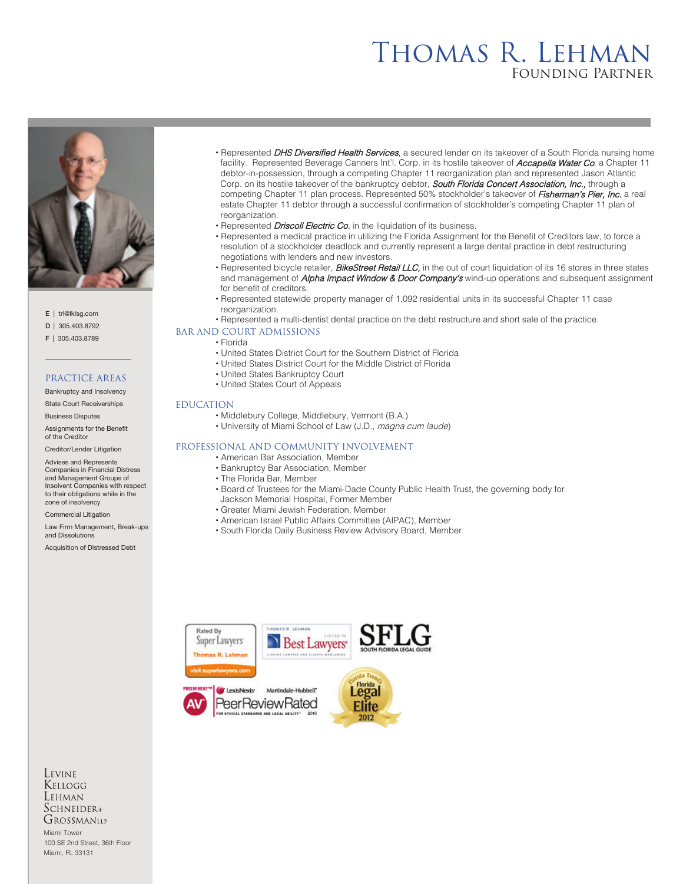# Thomas R. Lehman
## Founding Partner

E | trl@lklsg.com
D | 305.403.8792
F | 305.403.8789

### PRACTICE AREAS

Bankruptcy and Insolvency

State Court Receiverships

Business Disputes

Assignments for the Benefit of the Creditor

Creditor/Lender Litigation

Advises and Represents Companies in Financial Distress and Management Groups of Insolvent Companies with respect to their obligations while in the zone of insolvency

Commercial Litigation

Law Firm Management, Break-ups and Dissolutions

Acquisition of Distressed Debt

- Represented ***DHS Diversified Health Services***, a secured lender on its takeover of a South Florida nursing home facility. Represented Beverage Canners Int'l. Corp. in its hostile takeover of ***Accapella Water Co***. a Chapter 11 debtor-in-possession, through a competing Chapter 11 reorganization plan and represented Jason Atlantic Corp. on its hostile takeover of the bankruptcy debtor, ***South Florida Concert Association, Inc.,*** through a competing Chapter 11 plan process. Represented 50% stockholder's takeover of ***Fisherman's Pier, Inc.*** a real estate Chapter 11 debtor through a successful confirmation of stockholder's competing Chapter 11 plan of reorganization.
- Represented ***Driscoll Electric Co.*** in the liquidation of its business.
- Represented a medical practice in utilizing the Florida Assignment for the Benefit of Creditors law, to force a resolution of a stockholder deadlock and currently represent a large dental practice in debt restructuring negotiations with lenders and new investors.
- Represented bicycle retailer, ***BikeStreet Retail LLC,*** in the out of court liquidation of its 16 stores in three states and management of ***Alpha Impact Window & Door Company's*** wind-up operations and subsequent assignment for benefit of creditors.
- Represented statewide property manager of 1,092 residential units in its successful Chapter 11 case reorganization.
- Represented a multi-dentist dental practice on the debt restructure and short sale of the practice.

### BAR AND COURT ADMISSIONS

- Florida
- United States District Court for the Southern District of Florida
- United States District Court for the Middle District of Florida
- United States Bankruptcy Court
- United States Court of Appeals

### EDUCATION

- Middlebury College, Middlebury, Vermont (B.A.)
- University of Miami School of Law (J.D., *magna cum laude*)

### PROFESSIONAL AND COMMUNITY INVOLVEMENT

- American Bar Association, Member
- Bankruptcy Bar Association, Member
- The Florida Bar, Member
- Board of Trustees for the Miami-Dade County Public Health Trust, the governing body for Jackson Memorial Hospital, Former Member
- Greater Miami Jewish Federation, Member
- American Israel Public Affairs Committee (AIPAC), Member
- South Florida Daily Business Review Advisory Board, Member

Rated By Super Lawyers
Thomas R. Lehman
visit superlawyers.com

Thomas R. Lehman
Listed in Best Lawyers

SFLG South Florida Legal Guide

Preeminent AV LexisNexis Martindale-Hubbell PeerReviewRated For Ethical Standards and Legal Ability 2010

Florida Trend's Florida Legal Elite 2012

Levine Kellogg Lehman Schneider+ Grossman LLP

Miami Tower
100 SE 2nd Street, 36th Floor
Miami, FL 33131